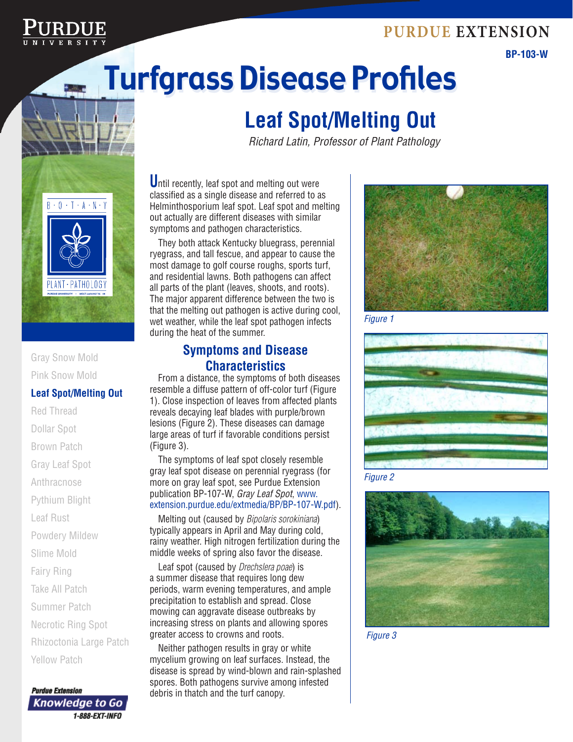Purdue University

Purdue Extension

BP-103-W

# Turfgrass Disease Profiles

## Leaf Spot/Melting Out

*Richard Latin, Professor of Plant Pathology*

Until recently, leaf spot and melting out were classified as a single disease and referred to as Helminthosporium leaf spot. Leaf spot and melting out actually are different diseases with similar symptoms and pathogen characteristics.

They both attack Kentucky bluegrass, perennial ryegrass, and tall fescue, and appear to cause the most damage to golf course roughs, sports turf, and residential lawns. Both pathogens can affect all parts of the plant (leaves, shoots, and roots). The major apparent difference between the two is that the melting out pathogen is active during cool, wet weather, while the leaf spot pathogen infects during the heat of the summer.

### Symptoms and Disease Characteristics

From a distance, the symptoms of both diseases resemble a diffuse pattern of off-color turf (Figure 1). Close inspection of leaves from affected plants reveals decaying leaf blades with purple/brown lesions (Figure 2). These diseases can damage large areas of turf if favorable conditions persist (Figure 3).

The symptoms of leaf spot closely resemble gray leaf spot disease on perennial ryegrass (for more on gray leaf spot, see Purdue Extension publication BP-107-W, *Gray Leaf Spot*, www.extension.purdue.edu/extmedia/BP/BP-107-W.pdf).

Melting out (caused by *Bipolaris sorokiniana*) typically appears in April and May during cold, rainy weather. High nitrogen fertilization during the middle weeks of spring also favor the disease.

Leaf spot (caused by *Drechslera poae*) is a summer disease that requires long dew periods, warm evening temperatures, and ample precipitation to establish and spread. Close mowing can aggravate disease outbreaks by increasing stress on plants and allowing spores greater access to crowns and roots.

Neither pathogen results in gray or white mycelium growing on leaf surfaces. Instead, the disease is spread by wind-blown and rain-splashed spores. Both pathogens survive among infested debris in thatch and the turf canopy.

Figure 1

Figure 2

Figure 3

- Gray Snow Mold
- Pink Snow Mold
- **Leaf Spot/Melting Out**
- Red Thread
- Dollar Spot
- Brown Patch
- Gray Leaf Spot
- Anthracnose
- Pythium Blight
- Leaf Rust
- Powdery Mildew
- Slime Mold
- Fairy Ring
- Take All Patch
- Summer Patch
- Necrotic Ring Spot
- Rhizoctonia Large Patch
- Yellow Patch

Purdue Extension Knowledge to Go 1-888-EXT-INFO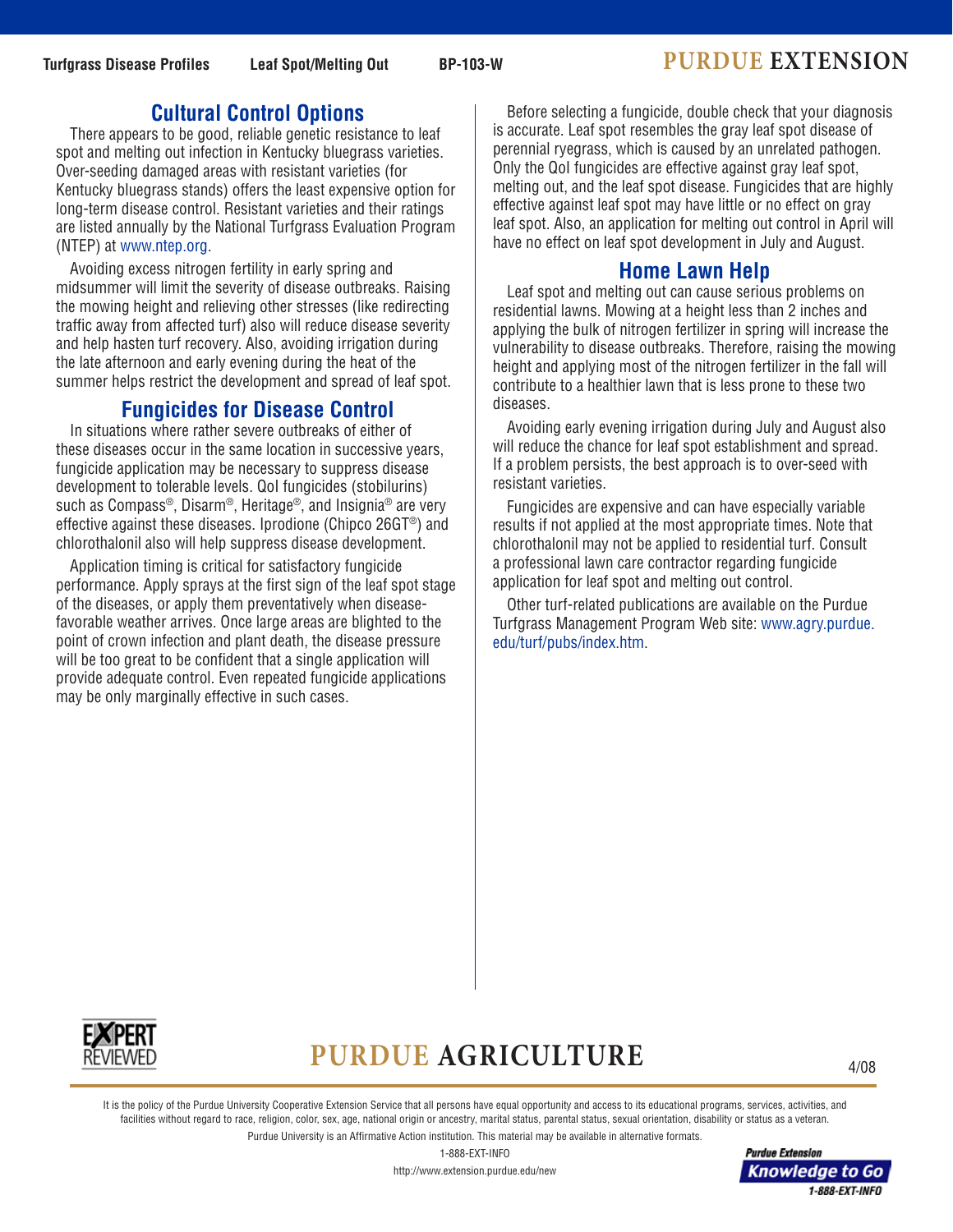## Cultural Control Options

There appears to be good, reliable genetic resistance to leaf spot and melting out infection in Kentucky bluegrass varieties. Over-seeding damaged areas with resistant varieties (for Kentucky bluegrass stands) offers the least expensive option for long-term disease control. Resistant varieties and their ratings are listed annually by the National Turfgrass Evaluation Program (NTEP) at www.ntep.org.

Avoiding excess nitrogen fertility in early spring and midsummer will limit the severity of disease outbreaks. Raising the mowing height and relieving other stresses (like redirecting traffic away from affected turf) also will reduce disease severity and help hasten turf recovery. Also, avoiding irrigation during the late afternoon and early evening during the heat of the summer helps restrict the development and spread of leaf spot.

## Fungicides for Disease Control

In situations where rather severe outbreaks of either of these diseases occur in the same location in successive years, fungicide application may be necessary to suppress disease development to tolerable levels. QoI fungicides (stobilurins) such as Compass®, Disarm®, Heritage®, and Insignia® are very effective against these diseases. Iprodione (Chipco 26GT®) and chlorothalonil also will help suppress disease development.

Application timing is critical for satisfactory fungicide performance. Apply sprays at the first sign of the leaf spot stage of the diseases, or apply them preventatively when disease-favorable weather arrives. Once large areas are blighted to the point of crown infection and plant death, the disease pressure will be too great to be confident that a single application will provide adequate control. Even repeated fungicide applications may be only marginally effective in such cases.

Before selecting a fungicide, double check that your diagnosis is accurate. Leaf spot resembles the gray leaf spot disease of perennial ryegrass, which is caused by an unrelated pathogen. Only the QoI fungicides are effective against gray leaf spot, melting out, and the leaf spot disease. Fungicides that are highly effective against leaf spot may have little or no effect on gray leaf spot. Also, an application for melting out control in April will have no effect on leaf spot development in July and August.

## Home Lawn Help

Leaf spot and melting out can cause serious problems on residential lawns. Mowing at a height less than 2 inches and applying the bulk of nitrogen fertilizer in spring will increase the vulnerability to disease outbreaks. Therefore, raising the mowing height and applying most of the nitrogen fertilizer in the fall will contribute to a healthier lawn that is less prone to these two diseases.

Avoiding early evening irrigation during July and August also will reduce the chance for leaf spot establishment and spread. If a problem persists, the best approach is to over-seed with resistant varieties.

Fungicides are expensive and can have especially variable results if not applied at the most appropriate times. Note that chlorothalonil may not be applied to residential turf. Consult a professional lawn care contractor regarding fungicide application for leaf spot and melting out control.

Other turf-related publications are available on the Purdue Turfgrass Management Program Web site: www.agry.purdue.edu/turf/pubs/index.htm.

EXPERT REVIEWED

PURDUE AGRICULTURE

4/08

It is the policy of the Purdue University Cooperative Extension Service that all persons have equal opportunity and access to its educational programs, services, activities, and facilities without regard to race, religion, color, sex, age, national origin or ancestry, marital status, parental status, sexual orientation, disability or status as a veteran.

Purdue University is an Affirmative Action institution. This material may be available in alternative formats.

1-888-EXT-INFO

http://www.extension.purdue.edu/new

Purdue Extension Knowledge to Go 1-888-EXT-INFO